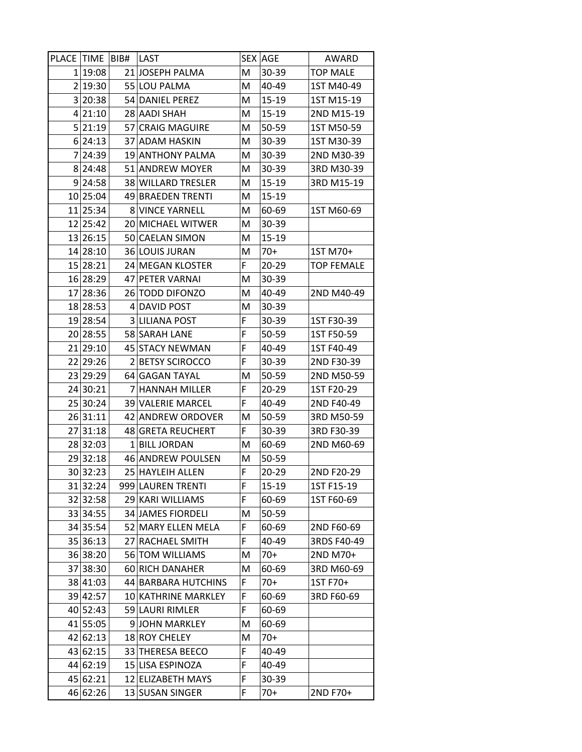| PLACE | TIME | BIB# | LAST | SEX | AGE | AWARD |
|---|---|---|---|---|---|---|
| 1 | 19:08 | 21 | JOSEPH PALMA | M | 30-39 | TOP MALE |
| 2 | 19:30 | 55 | LOU PALMA | M | 40-49 | 1ST M40-49 |
| 3 | 20:38 | 54 | DANIEL PEREZ | M | 15-19 | 1ST M15-19 |
| 4 | 21:10 | 28 | AADI SHAH | M | 15-19 | 2ND M15-19 |
| 5 | 21:19 | 57 | CRAIG MAGUIRE | M | 50-59 | 1ST M50-59 |
| 6 | 24:13 | 37 | ADAM HASKIN | M | 30-39 | 1ST M30-39 |
| 7 | 24:39 | 19 | ANTHONY PALMA | M | 30-39 | 2ND M30-39 |
| 8 | 24:48 | 51 | ANDREW MOYER | M | 30-39 | 3RD M30-39 |
| 9 | 24:58 | 38 | WILLARD TRESLER | M | 15-19 | 3RD M15-19 |
| 10 | 25:04 | 49 | BRAEDEN TRENTI | M | 15-19 | |
| 11 | 25:34 | 8 | VINCE YARNELL | M | 60-69 | 1ST M60-69 |
| 12 | 25:42 | 20 | MICHAEL WITWER | M | 30-39 | |
| 13 | 26:15 | 50 | CAELAN SIMON | M | 15-19 | |
| 14 | 28:10 | 36 | LOUIS JURAN | M | 70+ | 1ST M70+ |
| 15 | 28:21 | 24 | MEGAN KLOSTER | F | 20-29 | TOP FEMALE |
| 16 | 28:29 | 47 | PETER VARNAI | M | 30-39 | |
| 17 | 28:36 | 26 | TODD DIFONZO | M | 40-49 | 2ND M40-49 |
| 18 | 28:53 | 4 | DAVID POST | M | 30-39 | |
| 19 | 28:54 | 3 | LILIANA POST | F | 30-39 | 1ST F30-39 |
| 20 | 28:55 | 58 | SARAH LANE | F | 50-59 | 1ST F50-59 |
| 21 | 29:10 | 45 | STACY NEWMAN | F | 40-49 | 1ST F40-49 |
| 22 | 29:26 | 2 | BETSY SCIROCCO | F | 30-39 | 2ND F30-39 |
| 23 | 29:29 | 64 | GAGAN TAYAL | M | 50-59 | 2ND M50-59 |
| 24 | 30:21 | 7 | HANNAH MILLER | F | 20-29 | 1ST F20-29 |
| 25 | 30:24 | 39 | VALERIE MARCEL | F | 40-49 | 2ND F40-49 |
| 26 | 31:11 | 42 | ANDREW ORDOVER | M | 50-59 | 3RD M50-59 |
| 27 | 31:18 | 48 | GRETA REUCHERT | F | 30-39 | 3RD F30-39 |
| 28 | 32:03 | 1 | BILL JORDAN | M | 60-69 | 2ND M60-69 |
| 29 | 32:18 | 46 | ANDREW POULSEN | M | 50-59 | |
| 30 | 32:23 | 25 | HAYLEIH ALLEN | F | 20-29 | 2ND F20-29 |
| 31 | 32:24 | 999 | LAUREN TRENTI | F | 15-19 | 1ST F15-19 |
| 32 | 32:58 | 29 | KARI WILLIAMS | F | 60-69 | 1ST F60-69 |
| 33 | 34:55 | 34 | JAMES FIORDELI | M | 50-59 | |
| 34 | 35:54 | 52 | MARY ELLEN MELA | F | 60-69 | 2ND F60-69 |
| 35 | 36:13 | 27 | RACHAEL SMITH | F | 40-49 | 3RDS F40-49 |
| 36 | 38:20 | 56 | TOM WILLIAMS | M | 70+ | 2ND M70+ |
| 37 | 38:30 | 60 | RICH DANAHER | M | 60-69 | 3RD M60-69 |
| 38 | 41:03 | 44 | BARBARA HUTCHINS | F | 70+ | 1ST F70+ |
| 39 | 42:57 | 10 | KATHRINE MARKLEY | F | 60-69 | 3RD F60-69 |
| 40 | 52:43 | 59 | LAURI RIMLER | F | 60-69 | |
| 41 | 55:05 | 9 | JOHN MARKLEY | M | 60-69 | |
| 42 | 62:13 | 18 | ROY CHELEY | M | 70+ | |
| 43 | 62:15 | 33 | THERESA BEECO | F | 40-49 | |
| 44 | 62:19 | 15 | LISA ESPINOZA | F | 40-49 | |
| 45 | 62:21 | 12 | ELIZABETH MAYS | F | 30-39 | |
| 46 | 62:26 | 13 | SUSAN SINGER | F | 70+ | 2ND F70+ |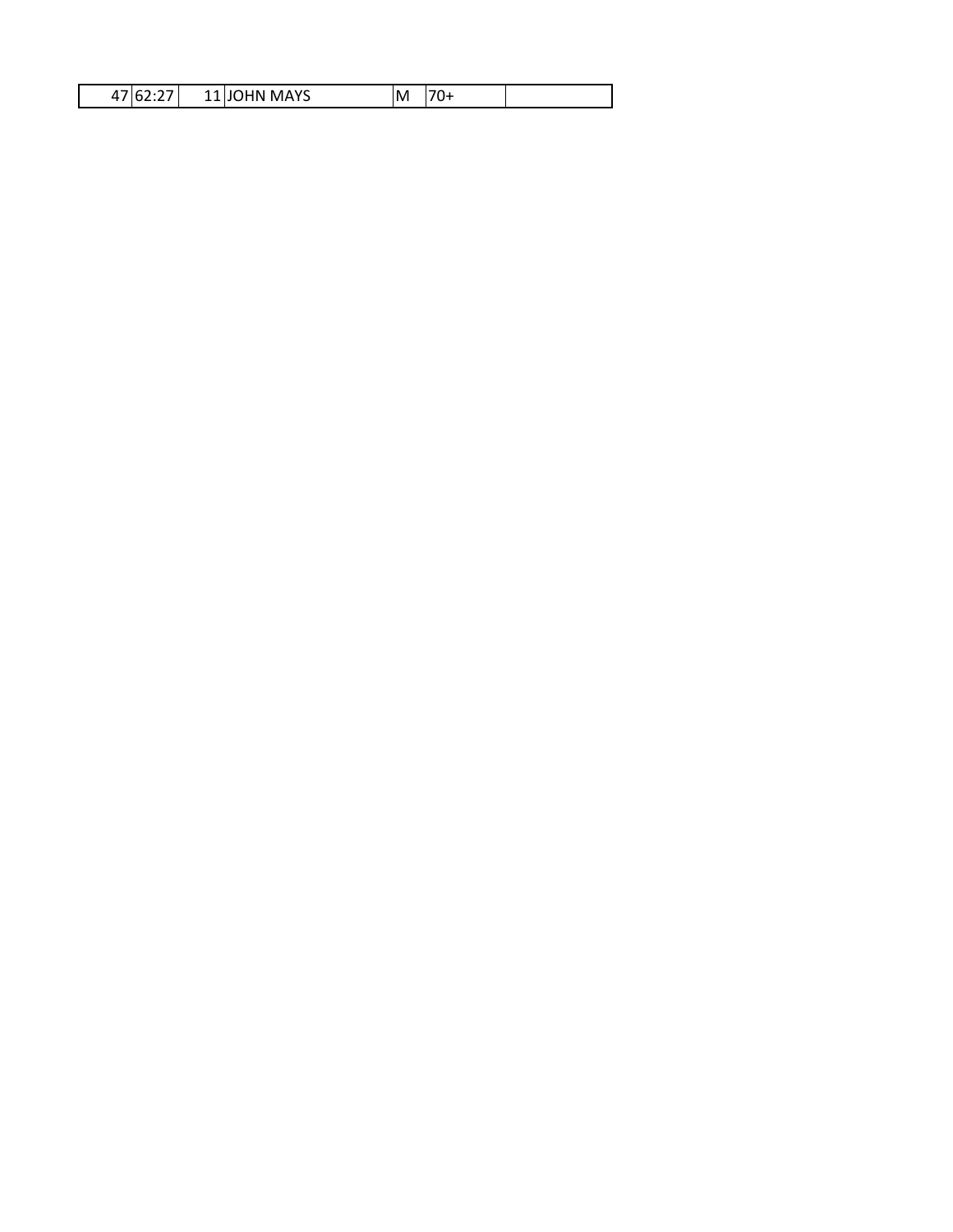| | | | | | | |
|---|---|---|---|---|---|---|
| 47 | 62:27 | 11 | JOHN MAYS | M | 70+ | |